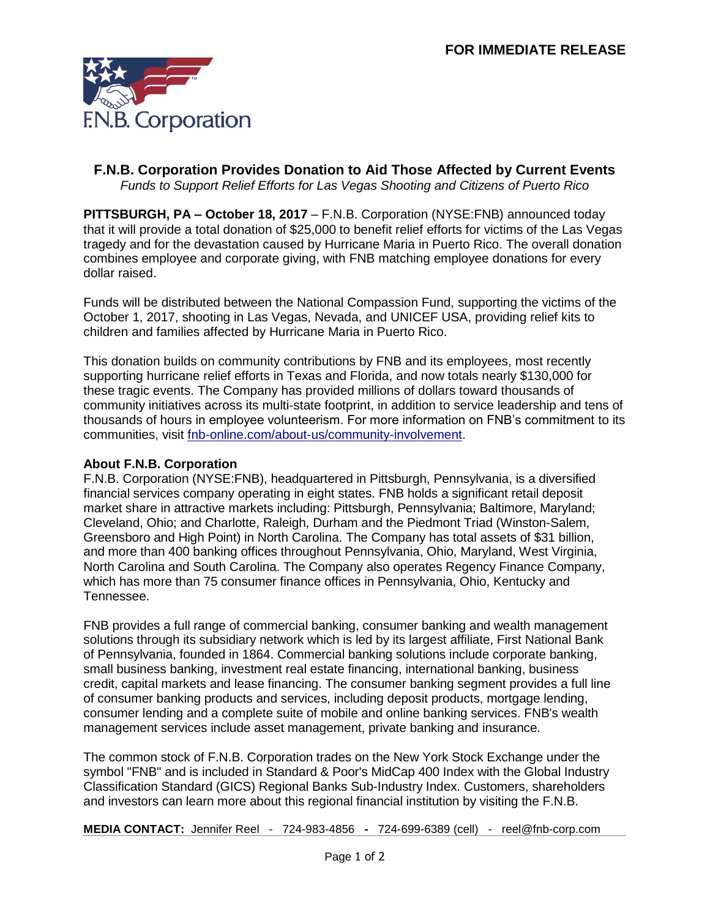**FOR IMMEDIATE RELEASE**

F.N.B. Corporation

# F.N.B. Corporation Provides Donation to Aid Those Affected by Current Events

*Funds to Support Relief Efforts for Las Vegas Shooting and Citizens of Puerto Rico*

**PITTSBURGH, PA – October 18, 2017** – F.N.B. Corporation (NYSE:FNB) announced today that it will provide a total donation of $25,000 to benefit relief efforts for victims of the Las Vegas tragedy and for the devastation caused by Hurricane Maria in Puerto Rico. The overall donation combines employee and corporate giving, with FNB matching employee donations for every dollar raised.

Funds will be distributed between the National Compassion Fund, supporting the victims of the October 1, 2017, shooting in Las Vegas, Nevada, and UNICEF USA, providing relief kits to children and families affected by Hurricane Maria in Puerto Rico.

This donation builds on community contributions by FNB and its employees, most recently supporting hurricane relief efforts in Texas and Florida, and now totals nearly $130,000 for these tragic events. The Company has provided millions of dollars toward thousands of community initiatives across its multi-state footprint, in addition to service leadership and tens of thousands of hours in employee volunteerism. For more information on FNB's commitment to its communities, visit [fnb-online.com/about-us/community-involvement](fnb-online.com/about-us/community-involvement).

## About F.N.B. Corporation

F.N.B. Corporation (NYSE:FNB), headquartered in Pittsburgh, Pennsylvania, is a diversified financial services company operating in eight states. FNB holds a significant retail deposit market share in attractive markets including: Pittsburgh, Pennsylvania; Baltimore, Maryland; Cleveland, Ohio; and Charlotte, Raleigh, Durham and the Piedmont Triad (Winston-Salem, Greensboro and High Point) in North Carolina. The Company has total assets of $31 billion, and more than 400 banking offices throughout Pennsylvania, Ohio, Maryland, West Virginia, North Carolina and South Carolina. The Company also operates Regency Finance Company, which has more than 75 consumer finance offices in Pennsylvania, Ohio, Kentucky and Tennessee.

FNB provides a full range of commercial banking, consumer banking and wealth management solutions through its subsidiary network which is led by its largest affiliate, First National Bank of Pennsylvania, founded in 1864. Commercial banking solutions include corporate banking, small business banking, investment real estate financing, international banking, business credit, capital markets and lease financing. The consumer banking segment provides a full line of consumer banking products and services, including deposit products, mortgage lending, consumer lending and a complete suite of mobile and online banking services. FNB's wealth management services include asset management, private banking and insurance.

The common stock of F.N.B. Corporation trades on the New York Stock Exchange under the symbol "FNB" and is included in Standard & Poor's MidCap 400 Index with the Global Industry Classification Standard (GICS) Regional Banks Sub-Industry Index. Customers, shareholders and investors can learn more about this regional financial institution by visiting the F.N.B.

**MEDIA CONTACT:** Jennifer Reel - 724-983-4856 **-** 724-699-6389 (cell) - reel@fnb-corp.com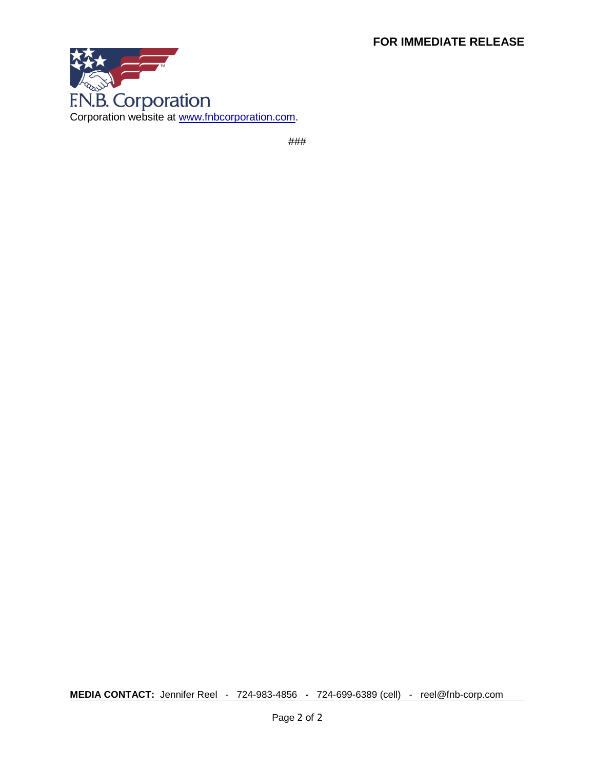**FOR IMMEDIATE RELEASE**

F.N.B. Corporation

Corporation website at www.fnbcorporation.com.

###

**MEDIA CONTACT:** Jennifer Reel - 724-983-4856 - 724-699-6389 (cell) - reel@fnb-corp.com